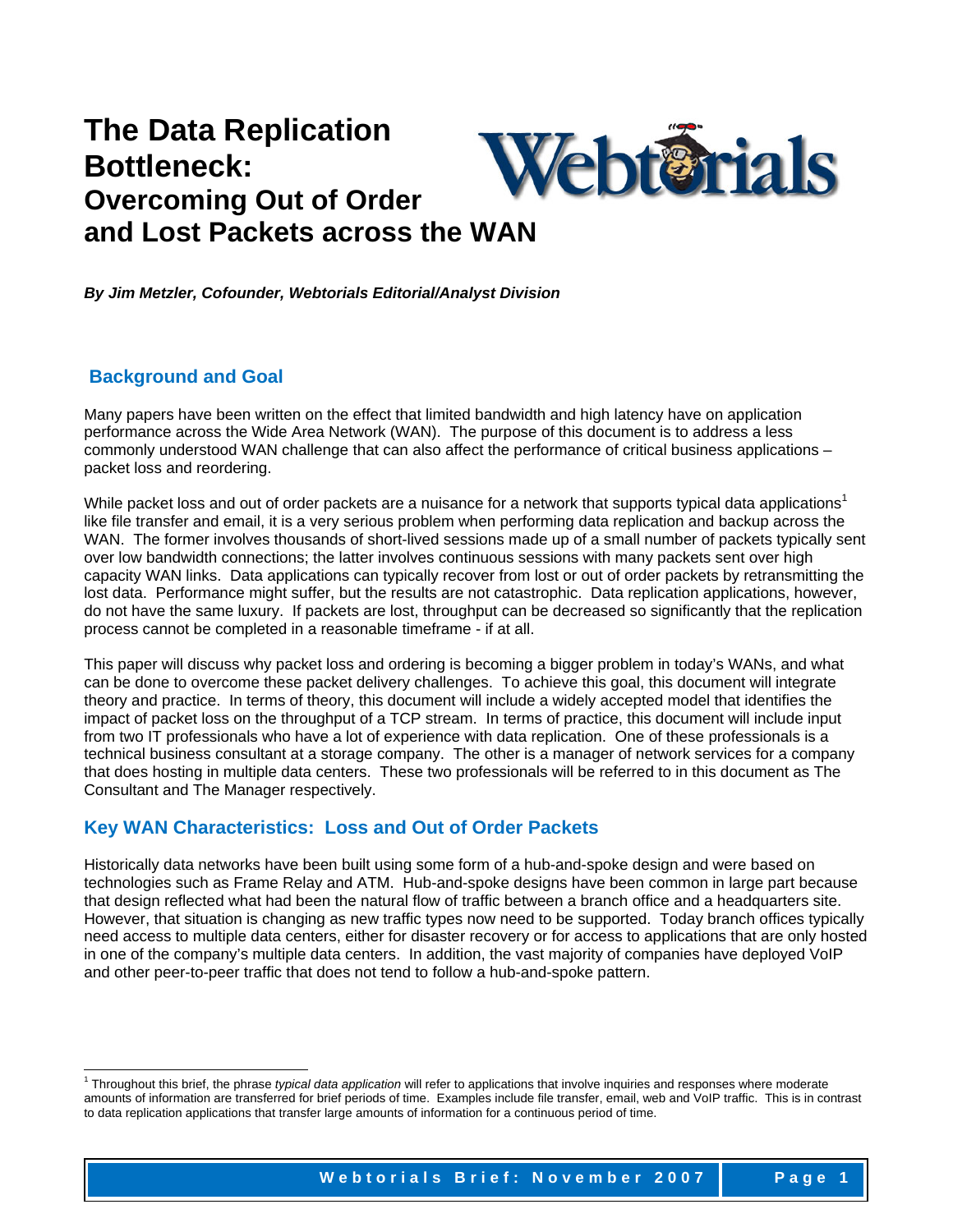# The Data Replication Bottleneck: Overcoming Out of Order and Lost Packets across the WAN

***By Jim Metzler, Cofounder, Webtorials Editorial/Analyst Division***

## Background and Goal

Many papers have been written on the effect that limited bandwidth and high latency have on application performance across the Wide Area Network (WAN). The purpose of this document is to address a less commonly understood WAN challenge that can also affect the performance of critical business applications – packet loss and reordering.

While packet loss and out of order packets are a nuisance for a network that supports typical data applications[1] like file transfer and email, it is a very serious problem when performing data replication and backup across the WAN. The former involves thousands of short-lived sessions made up of a small number of packets typically sent over low bandwidth connections; the latter involves continuous sessions with many packets sent over high capacity WAN links. Data applications can typically recover from lost or out of order packets by retransmitting the lost data. Performance might suffer, but the results are not catastrophic. Data replication applications, however, do not have the same luxury. If packets are lost, throughput can be decreased so significantly that the replication process cannot be completed in a reasonable timeframe - if at all.

This paper will discuss why packet loss and ordering is becoming a bigger problem in today's WANs, and what can be done to overcome these packet delivery challenges. To achieve this goal, this document will integrate theory and practice. In terms of theory, this document will include a widely accepted model that identifies the impact of packet loss on the throughput of a TCP stream. In terms of practice, this document will include input from two IT professionals who have a lot of experience with data replication. One of these professionals is a technical business consultant at a storage company. The other is a manager of network services for a company that does hosting in multiple data centers. These two professionals will be referred to in this document as The Consultant and The Manager respectively.

## Key WAN Characteristics: Loss and Out of Order Packets

Historically data networks have been built using some form of a hub-and-spoke design and were based on technologies such as Frame Relay and ATM. Hub-and-spoke designs have been common in large part because that design reflected what had been the natural flow of traffic between a branch office and a headquarters site. However, that situation is changing as new traffic types now need to be supported. Today branch offices typically need access to multiple data centers, either for disaster recovery or for access to applications that are only hosted in one of the company's multiple data centers. In addition, the vast majority of companies have deployed VoIP and other peer-to-peer traffic that does not tend to follow a hub-and-spoke pattern.

---

[1] Throughout this brief, the phrase *typical data application* will refer to applications that involve inquiries and responses where moderate amounts of information are transferred for brief periods of time. Examples include file transfer, email, web and VoIP traffic. This is in contrast to data replication applications that transfer large amounts of information for a continuous period of time.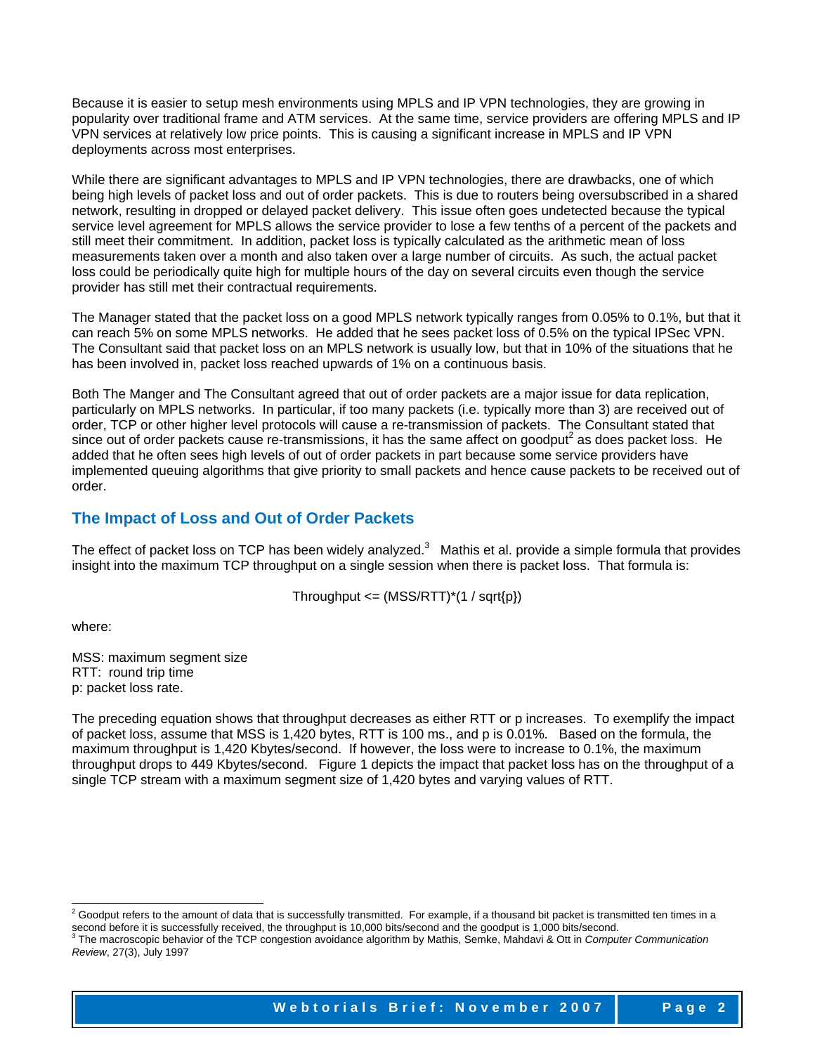Because it is easier to setup mesh environments using MPLS and IP VPN technologies, they are growing in popularity over traditional frame and ATM services. At the same time, service providers are offering MPLS and IP VPN services at relatively low price points. This is causing a significant increase in MPLS and IP VPN deployments across most enterprises.

While there are significant advantages to MPLS and IP VPN technologies, there are drawbacks, one of which being high levels of packet loss and out of order packets. This is due to routers being oversubscribed in a shared network, resulting in dropped or delayed packet delivery. This issue often goes undetected because the typical service level agreement for MPLS allows the service provider to lose a few tenths of a percent of the packets and still meet their commitment. In addition, packet loss is typically calculated as the arithmetic mean of loss measurements taken over a month and also taken over a large number of circuits. As such, the actual packet loss could be periodically quite high for multiple hours of the day on several circuits even though the service provider has still met their contractual requirements.

The Manager stated that the packet loss on a good MPLS network typically ranges from 0.05% to 0.1%, but that it can reach 5% on some MPLS networks. He added that he sees packet loss of 0.5% on the typical IPSec VPN. The Consultant said that packet loss on an MPLS network is usually low, but that in 10% of the situations that he has been involved in, packet loss reached upwards of 1% on a continuous basis.

Both The Manger and The Consultant agreed that out of order packets are a major issue for data replication, particularly on MPLS networks. In particular, if too many packets (i.e. typically more than 3) are received out of order, TCP or other higher level protocols will cause a re-transmission of packets. The Consultant stated that since out of order packets cause re-transmissions, it has the same affect on goodput[2] as does packet loss. He added that he often sees high levels of out of order packets in part because some service providers have implemented queuing algorithms that give priority to small packets and hence cause packets to be received out of order.

## The Impact of Loss and Out of Order Packets

The effect of packet loss on TCP has been widely analyzed.[3] Mathis et al. provide a simple formula that provides insight into the maximum TCP throughput on a single session when there is packet loss. That formula is:

$$\text{Throughput} \le (MSS/RTT) * (1 / \sqrt{p})$$

where:

MSS: maximum segment size
RTT: round trip time
p: packet loss rate.

The preceding equation shows that throughput decreases as either RTT or p increases. To exemplify the impact of packet loss, assume that MSS is 1,420 bytes, RTT is 100 ms., and p is 0.01%. Based on the formula, the maximum throughput is 1,420 Kbytes/second. If however, the loss were to increase to 0.1%, the maximum throughput drops to 449 Kbytes/second. Figure 1 depicts the impact that packet loss has on the throughput of a single TCP stream with a maximum segment size of 1,420 bytes and varying values of RTT.

---

[2] Goodput refers to the amount of data that is successfully transmitted. For example, if a thousand bit packet is transmitted ten times in a second before it is successfully received, the throughput is 10,000 bits/second and the goodput is 1,000 bits/second.

[3] The macroscopic behavior of the TCP congestion avoidance algorithm by Mathis, Semke, Mahdavi & Ott in *Computer Communication Review*, 27(3), July 1997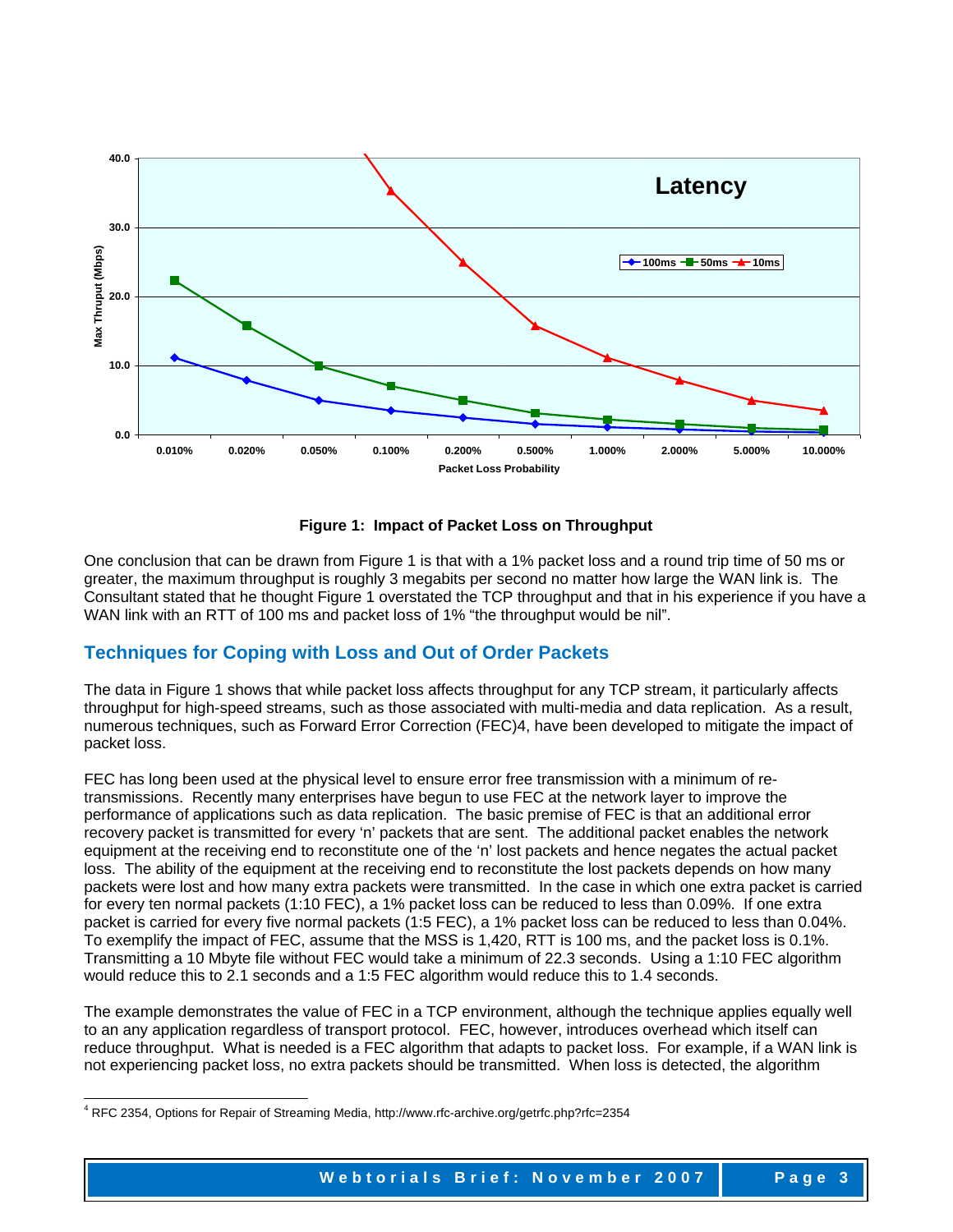**Figure 1: Impact of Packet Loss on Throughput**

One conclusion that can be drawn from Figure 1 is that with a 1% packet loss and a round trip time of 50 ms or greater, the maximum throughput is roughly 3 megabits per second no matter how large the WAN link is. The Consultant stated that he thought Figure 1 overstated the TCP throughput and that in his experience if you have a WAN link with an RTT of 100 ms and packet loss of 1% "the throughput would be nil".

## Techniques for Coping with Loss and Out of Order Packets

The data in Figure 1 shows that while packet loss affects throughput for any TCP stream, it particularly affects throughput for high-speed streams, such as those associated with multi-media and data replication. As a result, numerous techniques, such as Forward Error Correction (FEC)4, have been developed to mitigate the impact of packet loss.

FEC has long been used at the physical level to ensure error free transmission with a minimum of re-transmissions. Recently many enterprises have begun to use FEC at the network layer to improve the performance of applications such as data replication. The basic premise of FEC is that an additional error recovery packet is transmitted for every 'n' packets that are sent. The additional packet enables the network equipment at the receiving end to reconstitute one of the 'n' lost packets and hence negates the actual packet loss. The ability of the equipment at the receiving end to reconstitute the lost packets depends on how many packets were lost and how many extra packets were transmitted. In the case in which one extra packet is carried for every ten normal packets (1:10 FEC), a 1% packet loss can be reduced to less than 0.09%. If one extra packet is carried for every five normal packets (1:5 FEC), a 1% packet loss can be reduced to less than 0.04%. To exemplify the impact of FEC, assume that the MSS is 1,420, RTT is 100 ms, and the packet loss is 0.1%. Transmitting a 10 Mbyte file without FEC would take a minimum of 22.3 seconds. Using a 1:10 FEC algorithm would reduce this to 2.1 seconds and a 1:5 FEC algorithm would reduce this to 1.4 seconds.

The example demonstrates the value of FEC in a TCP environment, although the technique applies equally well to an any application regardless of transport protocol. FEC, however, introduces overhead which itself can reduce throughput. What is needed is a FEC algorithm that adapts to packet loss. For example, if a WAN link is not experiencing packet loss, no extra packets should be transmitted. When loss is detected, the algorithm

[4] RFC 2354, Options for Repair of Streaming Media, http://www.rfc-archive.org/getrfc.php?rfc=2354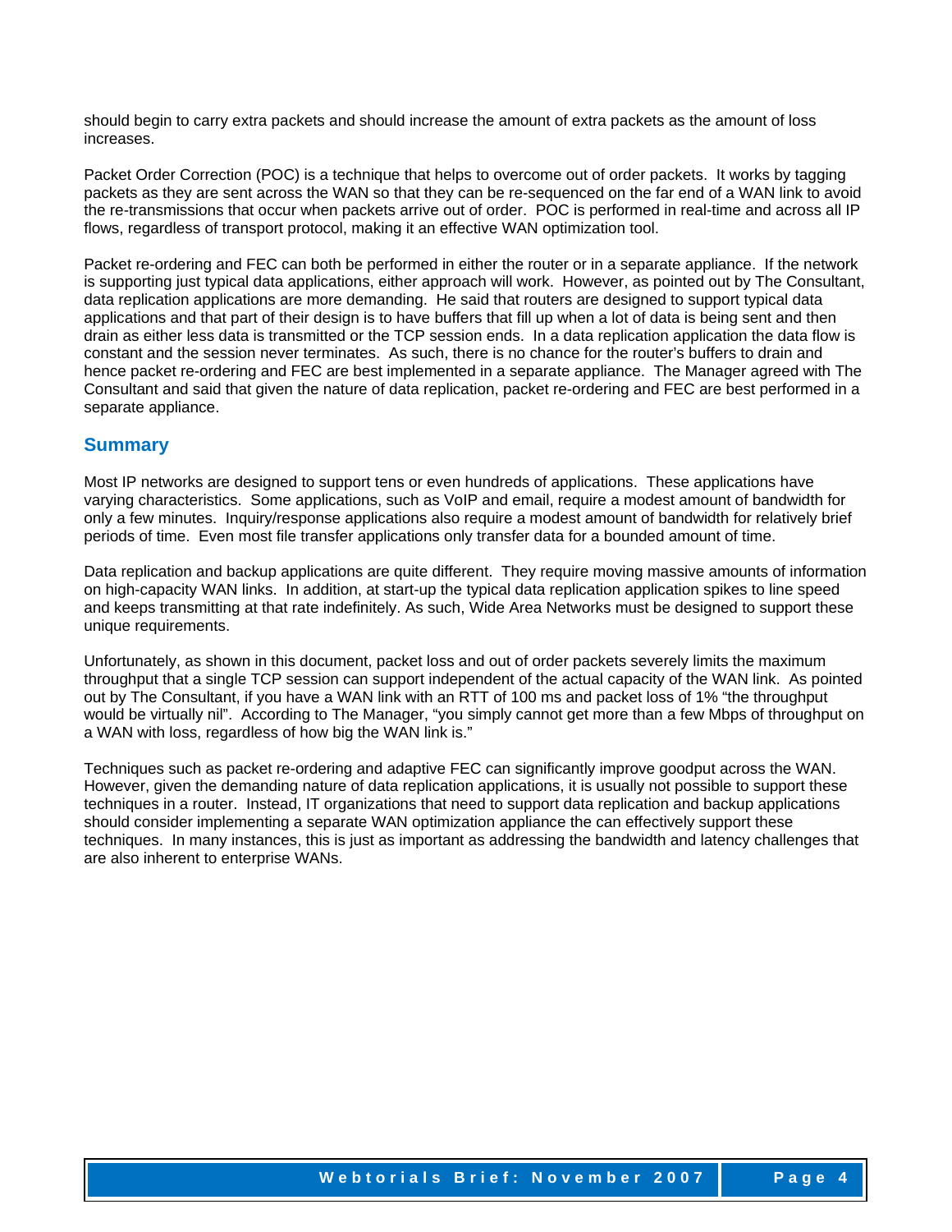should begin to carry extra packets and should increase the amount of extra packets as the amount of loss increases.

Packet Order Correction (POC) is a technique that helps to overcome out of order packets. It works by tagging packets as they are sent across the WAN so that they can be re-sequenced on the far end of a WAN link to avoid the re-transmissions that occur when packets arrive out of order. POC is performed in real-time and across all IP flows, regardless of transport protocol, making it an effective WAN optimization tool.

Packet re-ordering and FEC can both be performed in either the router or in a separate appliance. If the network is supporting just typical data applications, either approach will work. However, as pointed out by The Consultant, data replication applications are more demanding. He said that routers are designed to support typical data applications and that part of their design is to have buffers that fill up when a lot of data is being sent and then drain as either less data is transmitted or the TCP session ends. In a data replication application the data flow is constant and the session never terminates. As such, there is no chance for the router's buffers to drain and hence packet re-ordering and FEC are best implemented in a separate appliance. The Manager agreed with The Consultant and said that given the nature of data replication, packet re-ordering and FEC are best performed in a separate appliance.

## Summary

Most IP networks are designed to support tens or even hundreds of applications. These applications have varying characteristics. Some applications, such as VoIP and email, require a modest amount of bandwidth for only a few minutes. Inquiry/response applications also require a modest amount of bandwidth for relatively brief periods of time. Even most file transfer applications only transfer data for a bounded amount of time.

Data replication and backup applications are quite different. They require moving massive amounts of information on high-capacity WAN links. In addition, at start-up the typical data replication application spikes to line speed and keeps transmitting at that rate indefinitely. As such, Wide Area Networks must be designed to support these unique requirements.

Unfortunately, as shown in this document, packet loss and out of order packets severely limits the maximum throughput that a single TCP session can support independent of the actual capacity of the WAN link. As pointed out by The Consultant, if you have a WAN link with an RTT of 100 ms and packet loss of 1% "the throughput would be virtually nil". According to The Manager, "you simply cannot get more than a few Mbps of throughput on a WAN with loss, regardless of how big the WAN link is."

Techniques such as packet re-ordering and adaptive FEC can significantly improve goodput across the WAN. However, given the demanding nature of data replication applications, it is usually not possible to support these techniques in a router. Instead, IT organizations that need to support data replication and backup applications should consider implementing a separate WAN optimization appliance the can effectively support these techniques. In many instances, this is just as important as addressing the bandwidth and latency challenges that are also inherent to enterprise WANs.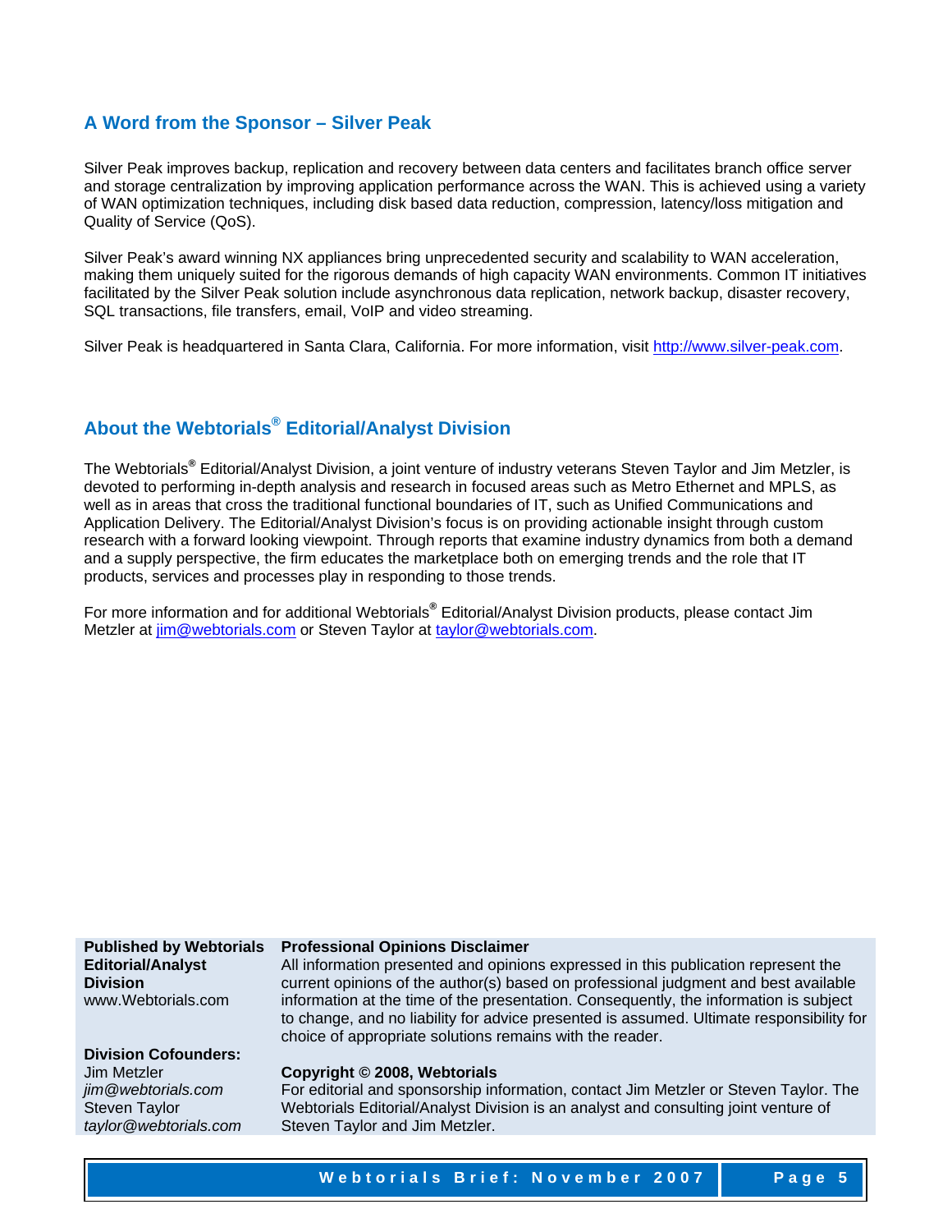## A Word from the Sponsor – Silver Peak

Silver Peak improves backup, replication and recovery between data centers and facilitates branch office server and storage centralization by improving application performance across the WAN. This is achieved using a variety of WAN optimization techniques, including disk based data reduction, compression, latency/loss mitigation and Quality of Service (QoS).

Silver Peak's award winning NX appliances bring unprecedented security and scalability to WAN acceleration, making them uniquely suited for the rigorous demands of high capacity WAN environments. Common IT initiatives facilitated by the Silver Peak solution include asynchronous data replication, network backup, disaster recovery, SQL transactions, file transfers, email, VoIP and video streaming.

Silver Peak is headquartered in Santa Clara, California. For more information, visit http://www.silver-peak.com.

## About the Webtorials® Editorial/Analyst Division

The Webtorials® Editorial/Analyst Division, a joint venture of industry veterans Steven Taylor and Jim Metzler, is devoted to performing in-depth analysis and research in focused areas such as Metro Ethernet and MPLS, as well as in areas that cross the traditional functional boundaries of IT, such as Unified Communications and Application Delivery. The Editorial/Analyst Division's focus is on providing actionable insight through custom research with a forward looking viewpoint. Through reports that examine industry dynamics from both a demand and a supply perspective, the firm educates the marketplace both on emerging trends and the role that IT products, services and processes play in responding to those trends.

For more information and for additional Webtorials® Editorial/Analyst Division products, please contact Jim Metzler at jim@webtorials.com or Steven Taylor at taylor@webtorials.com.

| | |
|---|---|
| **Published by Webtorials Editorial/Analyst Division**<br>www.Webtorials.com | **Professional Opinions Disclaimer**<br>All information presented and opinions expressed in this publication represent the current opinions of the author(s) based on professional judgment and best available information at the time of the presentation. Consequently, the information is subject to change, and no liability for advice presented is assumed. Ultimate responsibility for choice of appropriate solutions remains with the reader. |
| **Division Cofounders:**<br>Jim Metzler<br>*jim@webtorials.com*<br>Steven Taylor<br>*taylor@webtorials.com* | **Copyright © 2008, Webtorials**<br>For editorial and sponsorship information, contact Jim Metzler or Steven Taylor. The Webtorials Editorial/Analyst Division is an analyst and consulting joint venture of Steven Taylor and Jim Metzler. |